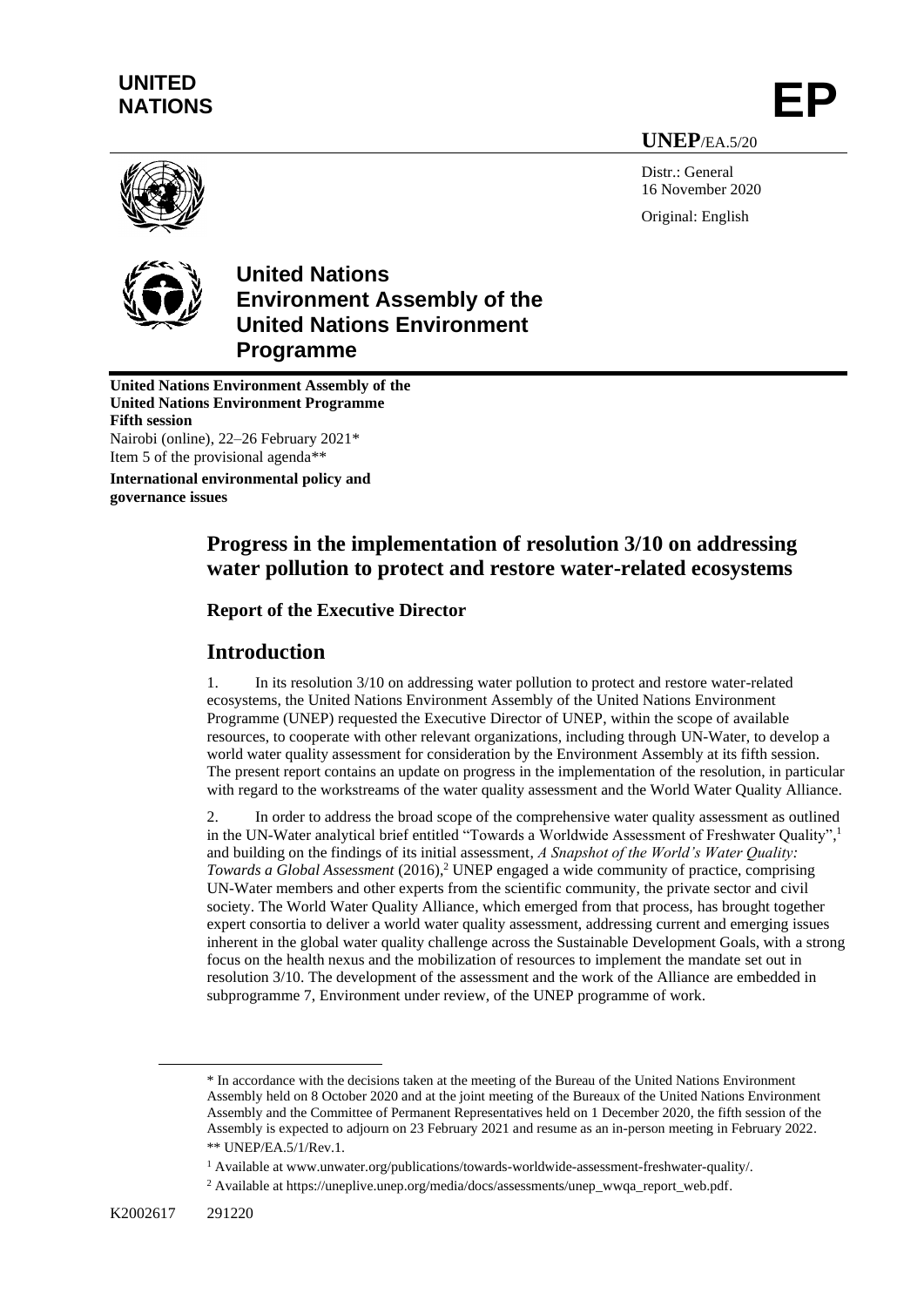**UNITED NATIONS**

**EP**

**UNEP**/EA.5/20

Distr.: General
16 November 2020

Original: English

# United Nations Environment Assembly of the United Nations Environment Programme

**United Nations Environment Assembly of the United Nations Environment Programme**
**Fifth session**
Nairobi (online), 22–26 February 2021*
Item 5 of the provisional agenda**

**International environmental policy and governance issues**

## Progress in the implementation of resolution 3/10 on addressing water pollution to protect and restore water-related ecosystems

### Report of the Executive Director

## Introduction

1. In its resolution 3/10 on addressing water pollution to protect and restore water-related ecosystems, the United Nations Environment Assembly of the United Nations Environment Programme (UNEP) requested the Executive Director of UNEP, within the scope of available resources, to cooperate with other relevant organizations, including through UN-Water, to develop a world water quality assessment for consideration by the Environment Assembly at its fifth session. The present report contains an update on progress in the implementation of the resolution, in particular with regard to the workstreams of the water quality assessment and the World Water Quality Alliance.

2. In order to address the broad scope of the comprehensive water quality assessment as outlined in the UN-Water analytical brief entitled "Towards a Worldwide Assessment of Freshwater Quality",[1] and building on the findings of its initial assessment, *A Snapshot of the World's Water Quality: Towards a Global Assessment* (2016),[2] UNEP engaged a wide community of practice, comprising UN-Water members and other experts from the scientific community, the private sector and civil society. The World Water Quality Alliance, which emerged from that process, has brought together expert consortia to deliver a world water quality assessment, addressing current and emerging issues inherent in the global water quality challenge across the Sustainable Development Goals, with a strong focus on the health nexus and the mobilization of resources to implement the mandate set out in resolution 3/10. The development of the assessment and the work of the Alliance are embedded in subprogramme 7, Environment under review, of the UNEP programme of work.

---

\* In accordance with the decisions taken at the meeting of the Bureau of the United Nations Environment Assembly held on 8 October 2020 and at the joint meeting of the Bureaux of the United Nations Environment Assembly and the Committee of Permanent Representatives held on 1 December 2020, the fifth session of the Assembly is expected to adjourn on 23 February 2021 and resume as an in-person meeting in February 2022.

\*\* UNEP/EA.5/1/Rev.1.

[1] Available at www.unwater.org/publications/towards-worldwide-assessment-freshwater-quality/.

[2] Available at https://uneplive.unep.org/media/docs/assessments/unep_wwqa_report_web.pdf.

K2002617 291220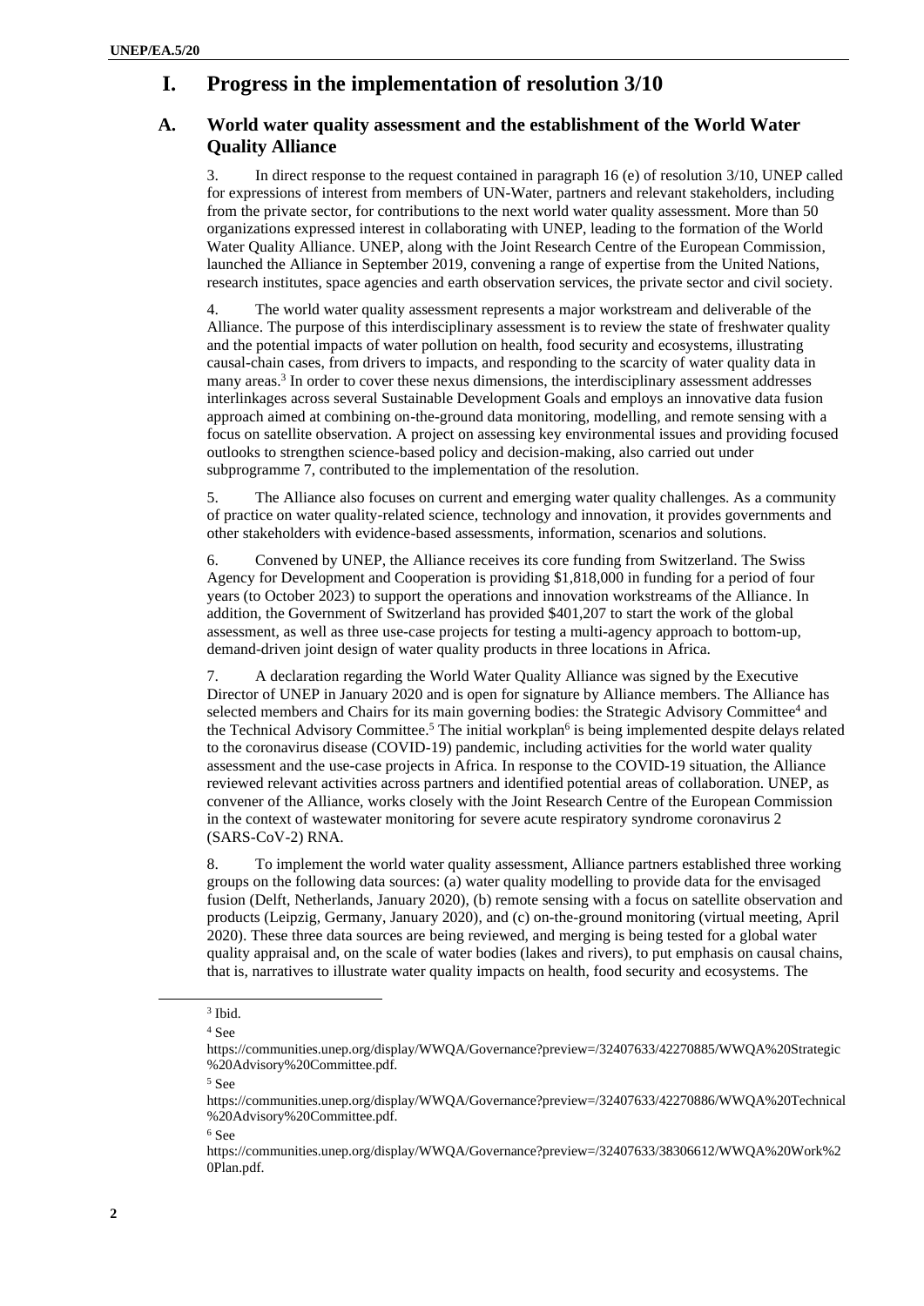# I. Progress in the implementation of resolution 3/10

## A. World water quality assessment and the establishment of the World Water Quality Alliance

3. In direct response to the request contained in paragraph 16 (e) of resolution 3/10, UNEP called for expressions of interest from members of UN-Water, partners and relevant stakeholders, including from the private sector, for contributions to the next world water quality assessment. More than 50 organizations expressed interest in collaborating with UNEP, leading to the formation of the World Water Quality Alliance. UNEP, along with the Joint Research Centre of the European Commission, launched the Alliance in September 2019, convening a range of expertise from the United Nations, research institutes, space agencies and earth observation services, the private sector and civil society.

4. The world water quality assessment represents a major workstream and deliverable of the Alliance. The purpose of this interdisciplinary assessment is to review the state of freshwater quality and the potential impacts of water pollution on health, food security and ecosystems, illustrating causal-chain cases, from drivers to impacts, and responding to the scarcity of water quality data in many areas.[3] In order to cover these nexus dimensions, the interdisciplinary assessment addresses interlinkages across several Sustainable Development Goals and employs an innovative data fusion approach aimed at combining on-the-ground data monitoring, modelling, and remote sensing with a focus on satellite observation. A project on assessing key environmental issues and providing focused outlooks to strengthen science-based policy and decision-making, also carried out under subprogramme 7, contributed to the implementation of the resolution.

5. The Alliance also focuses on current and emerging water quality challenges. As a community of practice on water quality-related science, technology and innovation, it provides governments and other stakeholders with evidence-based assessments, information, scenarios and solutions.

6. Convened by UNEP, the Alliance receives its core funding from Switzerland. The Swiss Agency for Development and Cooperation is providing $1,818,000 in funding for a period of four years (to October 2023) to support the operations and innovation workstreams of the Alliance. In addition, the Government of Switzerland has provided $401,207 to start the work of the global assessment, as well as three use-case projects for testing a multi-agency approach to bottom-up, demand-driven joint design of water quality products in three locations in Africa.

7. A declaration regarding the World Water Quality Alliance was signed by the Executive Director of UNEP in January 2020 and is open for signature by Alliance members. The Alliance has selected members and Chairs for its main governing bodies: the Strategic Advisory Committee[4] and the Technical Advisory Committee.[5] The initial workplan[6] is being implemented despite delays related to the coronavirus disease (COVID-19) pandemic, including activities for the world water quality assessment and the use-case projects in Africa. In response to the COVID-19 situation, the Alliance reviewed relevant activities across partners and identified potential areas of collaboration. UNEP, as convener of the Alliance, works closely with the Joint Research Centre of the European Commission in the context of wastewater monitoring for severe acute respiratory syndrome coronavirus 2 (SARS-CoV-2) RNA.

8. To implement the world water quality assessment, Alliance partners established three working groups on the following data sources: (a) water quality modelling to provide data for the envisaged fusion (Delft, Netherlands, January 2020), (b) remote sensing with a focus on satellite observation and products (Leipzig, Germany, January 2020), and (c) on-the-ground monitoring (virtual meeting, April 2020). These three data sources are being reviewed, and merging is being tested for a global water quality appraisal and, on the scale of water bodies (lakes and rivers), to put emphasis on causal chains, that is, narratives to illustrate water quality impacts on health, food security and ecosystems. The

---

[3] Ibid.

[4] See https://communities.unep.org/display/WWQA/Governance?preview=/32407633/42270885/WWQA%20Strategic%20Advisory%20Committee.pdf.

[5] See https://communities.unep.org/display/WWQA/Governance?preview=/32407633/42270886/WWQA%20Technical%20Advisory%20Committee.pdf.

[6] See https://communities.unep.org/display/WWQA/Governance?preview=/32407633/38306612/WWQA%20Work%20Plan.pdf.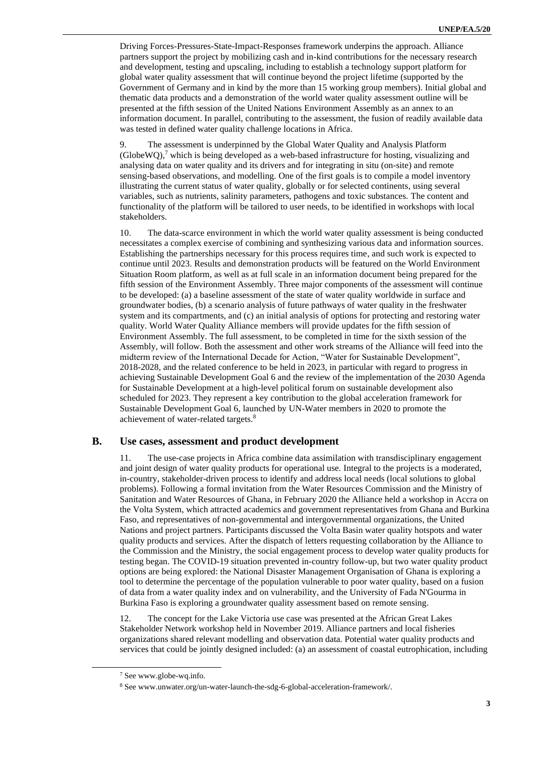Driving Forces-Pressures-State-Impact-Responses framework underpins the approach. Alliance partners support the project by mobilizing cash and in-kind contributions for the necessary research and development, testing and upscaling, including to establish a technology support platform for global water quality assessment that will continue beyond the project lifetime (supported by the Government of Germany and in kind by the more than 15 working group members). Initial global and thematic data products and a demonstration of the world water quality assessment outline will be presented at the fifth session of the United Nations Environment Assembly as an annex to an information document. In parallel, contributing to the assessment, the fusion of readily available data was tested in defined water quality challenge locations in Africa.

9. The assessment is underpinned by the Global Water Quality and Analysis Platform (GlobeWQ),[7] which is being developed as a web-based infrastructure for hosting, visualizing and analysing data on water quality and its drivers and for integrating in situ (on-site) and remote sensing-based observations, and modelling. One of the first goals is to compile a model inventory illustrating the current status of water quality, globally or for selected continents, using several variables, such as nutrients, salinity parameters, pathogens and toxic substances. The content and functionality of the platform will be tailored to user needs, to be identified in workshops with local stakeholders.

10. The data-scarce environment in which the world water quality assessment is being conducted necessitates a complex exercise of combining and synthesizing various data and information sources. Establishing the partnerships necessary for this process requires time, and such work is expected to continue until 2023. Results and demonstration products will be featured on the World Environment Situation Room platform, as well as at full scale in an information document being prepared for the fifth session of the Environment Assembly. Three major components of the assessment will continue to be developed: (a) a baseline assessment of the state of water quality worldwide in surface and groundwater bodies, (b) a scenario analysis of future pathways of water quality in the freshwater system and its compartments, and (c) an initial analysis of options for protecting and restoring water quality. World Water Quality Alliance members will provide updates for the fifth session of Environment Assembly. The full assessment, to be completed in time for the sixth session of the Assembly, will follow. Both the assessment and other work streams of the Alliance will feed into the midterm review of the International Decade for Action, "Water for Sustainable Development", 2018-2028, and the related conference to be held in 2023, in particular with regard to progress in achieving Sustainable Development Goal 6 and the review of the implementation of the 2030 Agenda for Sustainable Development at a high-level political forum on sustainable development also scheduled for 2023. They represent a key contribution to the global acceleration framework for Sustainable Development Goal 6, launched by UN-Water members in 2020 to promote the achievement of water-related targets.[8]

## B. Use cases, assessment and product development

11. The use-case projects in Africa combine data assimilation with transdisciplinary engagement and joint design of water quality products for operational use. Integral to the projects is a moderated, in-country, stakeholder-driven process to identify and address local needs (local solutions to global problems). Following a formal invitation from the Water Resources Commission and the Ministry of Sanitation and Water Resources of Ghana, in February 2020 the Alliance held a workshop in Accra on the Volta System, which attracted academics and government representatives from Ghana and Burkina Faso, and representatives of non-governmental and intergovernmental organizations, the United Nations and project partners. Participants discussed the Volta Basin water quality hotspots and water quality products and services. After the dispatch of letters requesting collaboration by the Alliance to the Commission and the Ministry, the social engagement process to develop water quality products for testing began. The COVID-19 situation prevented in-country follow-up, but two water quality product options are being explored: the National Disaster Management Organisation of Ghana is exploring a tool to determine the percentage of the population vulnerable to poor water quality, based on a fusion of data from a water quality index and on vulnerability, and the University of Fada N'Gourma in Burkina Faso is exploring a groundwater quality assessment based on remote sensing.

12. The concept for the Lake Victoria use case was presented at the African Great Lakes Stakeholder Network workshop held in November 2019. Alliance partners and local fisheries organizations shared relevant modelling and observation data. Potential water quality products and services that could be jointly designed included: (a) an assessment of coastal eutrophication, including

[7] See www.globe-wq.info.

[8] See www.unwater.org/un-water-launch-the-sdg-6-global-acceleration-framework/.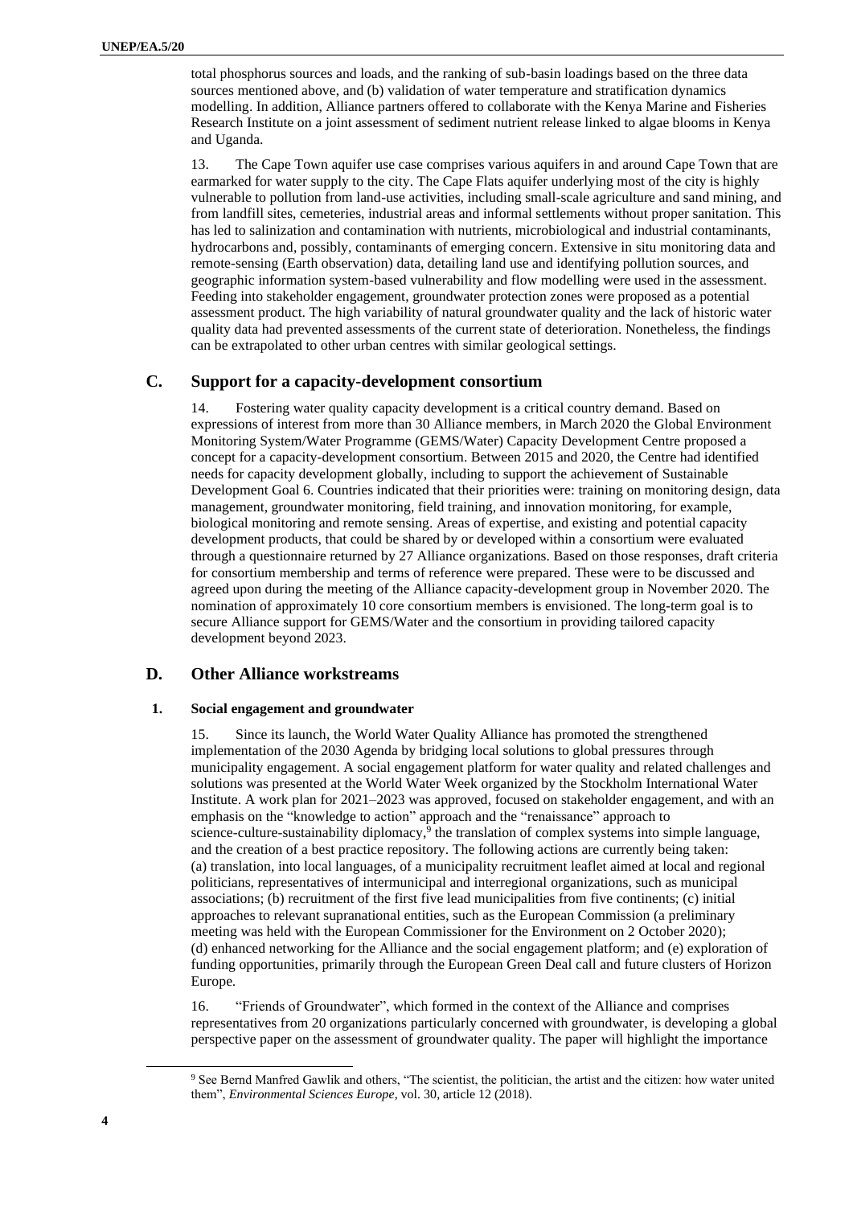total phosphorus sources and loads, and the ranking of sub-basin loadings based on the three data sources mentioned above, and (b) validation of water temperature and stratification dynamics modelling. In addition, Alliance partners offered to collaborate with the Kenya Marine and Fisheries Research Institute on a joint assessment of sediment nutrient release linked to algae blooms in Kenya and Uganda.

13. The Cape Town aquifer use case comprises various aquifers in and around Cape Town that are earmarked for water supply to the city. The Cape Flats aquifer underlying most of the city is highly vulnerable to pollution from land-use activities, including small-scale agriculture and sand mining, and from landfill sites, cemeteries, industrial areas and informal settlements without proper sanitation. This has led to salinization and contamination with nutrients, microbiological and industrial contaminants, hydrocarbons and, possibly, contaminants of emerging concern. Extensive in situ monitoring data and remote-sensing (Earth observation) data, detailing land use and identifying pollution sources, and geographic information system-based vulnerability and flow modelling were used in the assessment. Feeding into stakeholder engagement, groundwater protection zones were proposed as a potential assessment product. The high variability of natural groundwater quality and the lack of historic water quality data had prevented assessments of the current state of deterioration. Nonetheless, the findings can be extrapolated to other urban centres with similar geological settings.

## C. Support for a capacity-development consortium

14. Fostering water quality capacity development is a critical country demand. Based on expressions of interest from more than 30 Alliance members, in March 2020 the Global Environment Monitoring System/Water Programme (GEMS/Water) Capacity Development Centre proposed a concept for a capacity-development consortium. Between 2015 and 2020, the Centre had identified needs for capacity development globally, including to support the achievement of Sustainable Development Goal 6. Countries indicated that their priorities were: training on monitoring design, data management, groundwater monitoring, field training, and innovation monitoring, for example, biological monitoring and remote sensing. Areas of expertise, and existing and potential capacity development products, that could be shared by or developed within a consortium were evaluated through a questionnaire returned by 27 Alliance organizations. Based on those responses, draft criteria for consortium membership and terms of reference were prepared. These were to be discussed and agreed upon during the meeting of the Alliance capacity-development group in November 2020. The nomination of approximately 10 core consortium members is envisioned. The long-term goal is to secure Alliance support for GEMS/Water and the consortium in providing tailored capacity development beyond 2023.

## D. Other Alliance workstreams

### 1. Social engagement and groundwater

15. Since its launch, the World Water Quality Alliance has promoted the strengthened implementation of the 2030 Agenda by bridging local solutions to global pressures through municipality engagement. A social engagement platform for water quality and related challenges and solutions was presented at the World Water Week organized by the Stockholm International Water Institute. A work plan for 2021–2023 was approved, focused on stakeholder engagement, and with an emphasis on the "knowledge to action" approach and the "renaissance" approach to science-culture-sustainability diplomacy,[9] the translation of complex systems into simple language, and the creation of a best practice repository. The following actions are currently being taken: (a) translation, into local languages, of a municipality recruitment leaflet aimed at local and regional politicians, representatives of intermunicipal and interregional organizations, such as municipal associations; (b) recruitment of the first five lead municipalities from five continents; (c) initial approaches to relevant supranational entities, such as the European Commission (a preliminary meeting was held with the European Commissioner for the Environment on 2 October 2020); (d) enhanced networking for the Alliance and the social engagement platform; and (e) exploration of funding opportunities, primarily through the European Green Deal call and future clusters of Horizon Europe.

16. "Friends of Groundwater", which formed in the context of the Alliance and comprises representatives from 20 organizations particularly concerned with groundwater, is developing a global perspective paper on the assessment of groundwater quality. The paper will highlight the importance

[9] See Bernd Manfred Gawlik and others, "The scientist, the politician, the artist and the citizen: how water united them", *Environmental Sciences Europe*, vol. 30, article 12 (2018).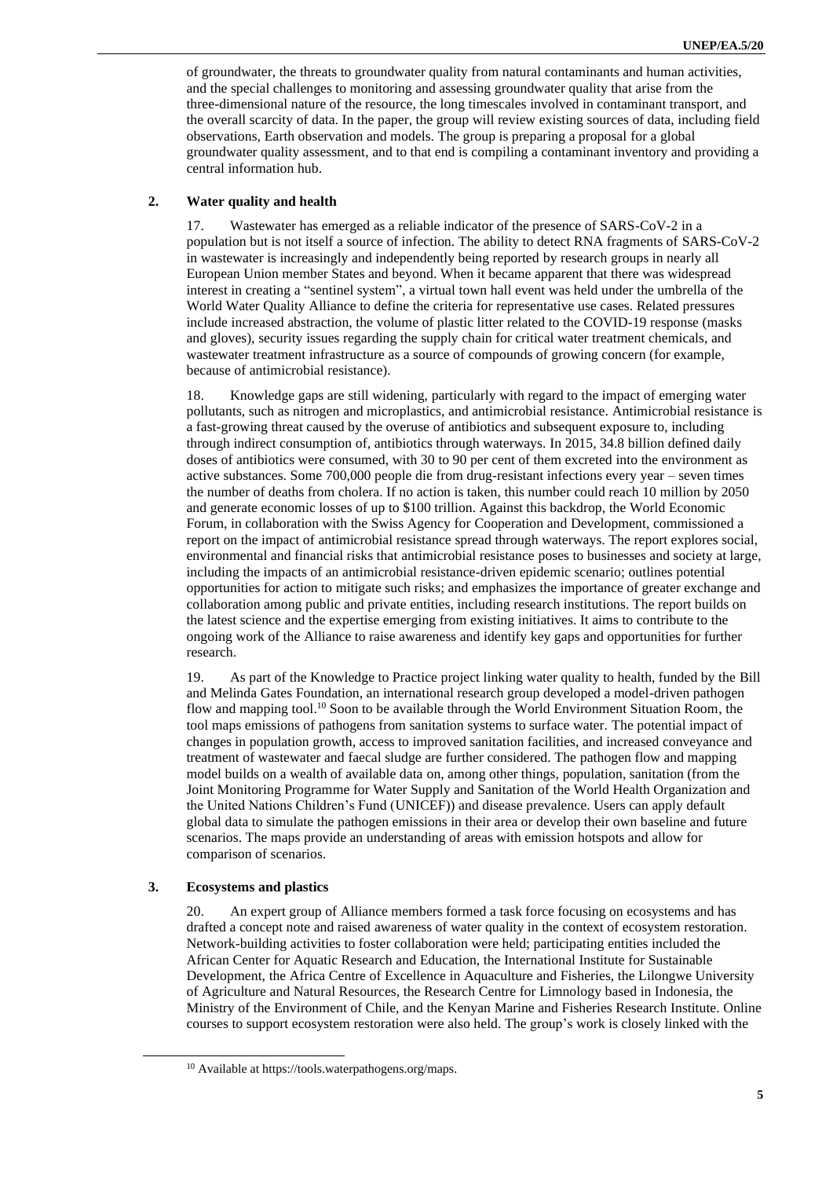of groundwater, the threats to groundwater quality from natural contaminants and human activities, and the special challenges to monitoring and assessing groundwater quality that arise from the three-dimensional nature of the resource, the long timescales involved in contaminant transport, and the overall scarcity of data. In the paper, the group will review existing sources of data, including field observations, Earth observation and models. The group is preparing a proposal for a global groundwater quality assessment, and to that end is compiling a contaminant inventory and providing a central information hub.

### 2. Water quality and health

17. Wastewater has emerged as a reliable indicator of the presence of SARS-CoV-2 in a population but is not itself a source of infection. The ability to detect RNA fragments of SARS-CoV-2 in wastewater is increasingly and independently being reported by research groups in nearly all European Union member States and beyond. When it became apparent that there was widespread interest in creating a "sentinel system", a virtual town hall event was held under the umbrella of the World Water Quality Alliance to define the criteria for representative use cases. Related pressures include increased abstraction, the volume of plastic litter related to the COVID-19 response (masks and gloves), security issues regarding the supply chain for critical water treatment chemicals, and wastewater treatment infrastructure as a source of compounds of growing concern (for example, because of antimicrobial resistance).

18. Knowledge gaps are still widening, particularly with regard to the impact of emerging water pollutants, such as nitrogen and microplastics, and antimicrobial resistance. Antimicrobial resistance is a fast-growing threat caused by the overuse of antibiotics and subsequent exposure to, including through indirect consumption of, antibiotics through waterways. In 2015, 34.8 billion defined daily doses of antibiotics were consumed, with 30 to 90 per cent of them excreted into the environment as active substances. Some 700,000 people die from drug-resistant infections every year – seven times the number of deaths from cholera. If no action is taken, this number could reach 10 million by 2050 and generate economic losses of up to $100 trillion. Against this backdrop, the World Economic Forum, in collaboration with the Swiss Agency for Cooperation and Development, commissioned a report on the impact of antimicrobial resistance spread through waterways. The report explores social, environmental and financial risks that antimicrobial resistance poses to businesses and society at large, including the impacts of an antimicrobial resistance-driven epidemic scenario; outlines potential opportunities for action to mitigate such risks; and emphasizes the importance of greater exchange and collaboration among public and private entities, including research institutions. The report builds on the latest science and the expertise emerging from existing initiatives. It aims to contribute to the ongoing work of the Alliance to raise awareness and identify key gaps and opportunities for further research.

19. As part of the Knowledge to Practice project linking water quality to health, funded by the Bill and Melinda Gates Foundation, an international research group developed a model-driven pathogen flow and mapping tool.[10] Soon to be available through the World Environment Situation Room, the tool maps emissions of pathogens from sanitation systems to surface water. The potential impact of changes in population growth, access to improved sanitation facilities, and increased conveyance and treatment of wastewater and faecal sludge are further considered. The pathogen flow and mapping model builds on a wealth of available data on, among other things, population, sanitation (from the Joint Monitoring Programme for Water Supply and Sanitation of the World Health Organization and the United Nations Children's Fund (UNICEF)) and disease prevalence. Users can apply default global data to simulate the pathogen emissions in their area or develop their own baseline and future scenarios. The maps provide an understanding of areas with emission hotspots and allow for comparison of scenarios.

### 3. Ecosystems and plastics

20. An expert group of Alliance members formed a task force focusing on ecosystems and has drafted a concept note and raised awareness of water quality in the context of ecosystem restoration. Network-building activities to foster collaboration were held; participating entities included the African Center for Aquatic Research and Education, the International Institute for Sustainable Development, the Africa Centre of Excellence in Aquaculture and Fisheries, the Lilongwe University of Agriculture and Natural Resources, the Research Centre for Limnology based in Indonesia, the Ministry of the Environment of Chile, and the Kenyan Marine and Fisheries Research Institute. Online courses to support ecosystem restoration were also held. The group's work is closely linked with the

[10] Available at https://tools.waterpathogens.org/maps.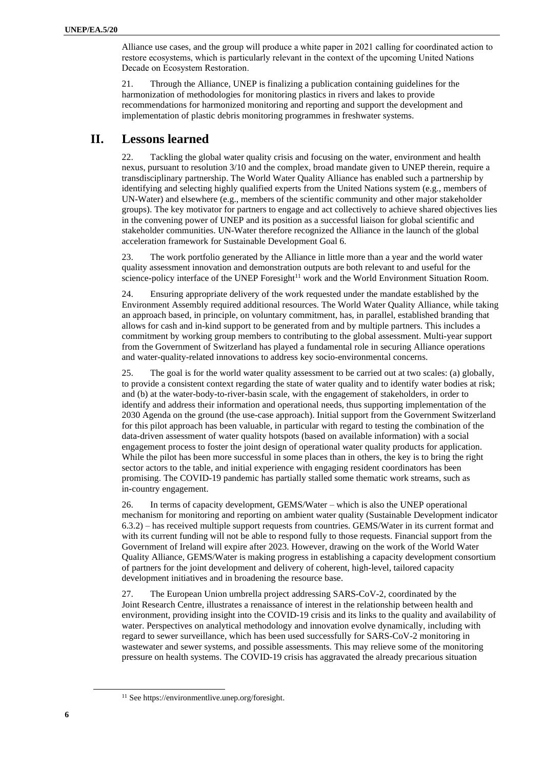Alliance use cases, and the group will produce a white paper in 2021 calling for coordinated action to restore ecosystems, which is particularly relevant in the context of the upcoming United Nations Decade on Ecosystem Restoration.

21. Through the Alliance, UNEP is finalizing a publication containing guidelines for the harmonization of methodologies for monitoring plastics in rivers and lakes to provide recommendations for harmonized monitoring and reporting and support the development and implementation of plastic debris monitoring programmes in freshwater systems.

# II. Lessons learned

22. Tackling the global water quality crisis and focusing on the water, environment and health nexus, pursuant to resolution 3/10 and the complex, broad mandate given to UNEP therein, require a transdisciplinary partnership. The World Water Quality Alliance has enabled such a partnership by identifying and selecting highly qualified experts from the United Nations system (e.g., members of UN-Water) and elsewhere (e.g., members of the scientific community and other major stakeholder groups). The key motivator for partners to engage and act collectively to achieve shared objectives lies in the convening power of UNEP and its position as a successful liaison for global scientific and stakeholder communities. UN-Water therefore recognized the Alliance in the launch of the global acceleration framework for Sustainable Development Goal 6.

23. The work portfolio generated by the Alliance in little more than a year and the world water quality assessment innovation and demonstration outputs are both relevant to and useful for the science-policy interface of the UNEP Foresight[11] work and the World Environment Situation Room.

24. Ensuring appropriate delivery of the work requested under the mandate established by the Environment Assembly required additional resources. The World Water Quality Alliance, while taking an approach based, in principle, on voluntary commitment, has, in parallel, established branding that allows for cash and in-kind support to be generated from and by multiple partners. This includes a commitment by working group members to contributing to the global assessment. Multi-year support from the Government of Switzerland has played a fundamental role in securing Alliance operations and water-quality-related innovations to address key socio-environmental concerns.

25. The goal is for the world water quality assessment to be carried out at two scales: (a) globally, to provide a consistent context regarding the state of water quality and to identify water bodies at risk; and (b) at the water-body-to-river-basin scale, with the engagement of stakeholders, in order to identify and address their information and operational needs, thus supporting implementation of the 2030 Agenda on the ground (the use-case approach). Initial support from the Government Switzerland for this pilot approach has been valuable, in particular with regard to testing the combination of the data-driven assessment of water quality hotspots (based on available information) with a social engagement process to foster the joint design of operational water quality products for application. While the pilot has been more successful in some places than in others, the key is to bring the right sector actors to the table, and initial experience with engaging resident coordinators has been promising. The COVID-19 pandemic has partially stalled some thematic work streams, such as in-country engagement.

26. In terms of capacity development, GEMS/Water – which is also the UNEP operational mechanism for monitoring and reporting on ambient water quality (Sustainable Development indicator 6.3.2) – has received multiple support requests from countries. GEMS/Water in its current format and with its current funding will not be able to respond fully to those requests. Financial support from the Government of Ireland will expire after 2023. However, drawing on the work of the World Water Quality Alliance, GEMS/Water is making progress in establishing a capacity development consortium of partners for the joint development and delivery of coherent, high-level, tailored capacity development initiatives and in broadening the resource base.

27. The European Union umbrella project addressing SARS-CoV-2, coordinated by the Joint Research Centre, illustrates a renaissance of interest in the relationship between health and environment, providing insight into the COVID-19 crisis and its links to the quality and availability of water. Perspectives on analytical methodology and innovation evolve dynamically, including with regard to sewer surveillance, which has been used successfully for SARS-CoV-2 monitoring in wastewater and sewer systems, and possible assessments. This may relieve some of the monitoring pressure on health systems. The COVID-19 crisis has aggravated the already precarious situation

[11] See https://environmentlive.unep.org/foresight.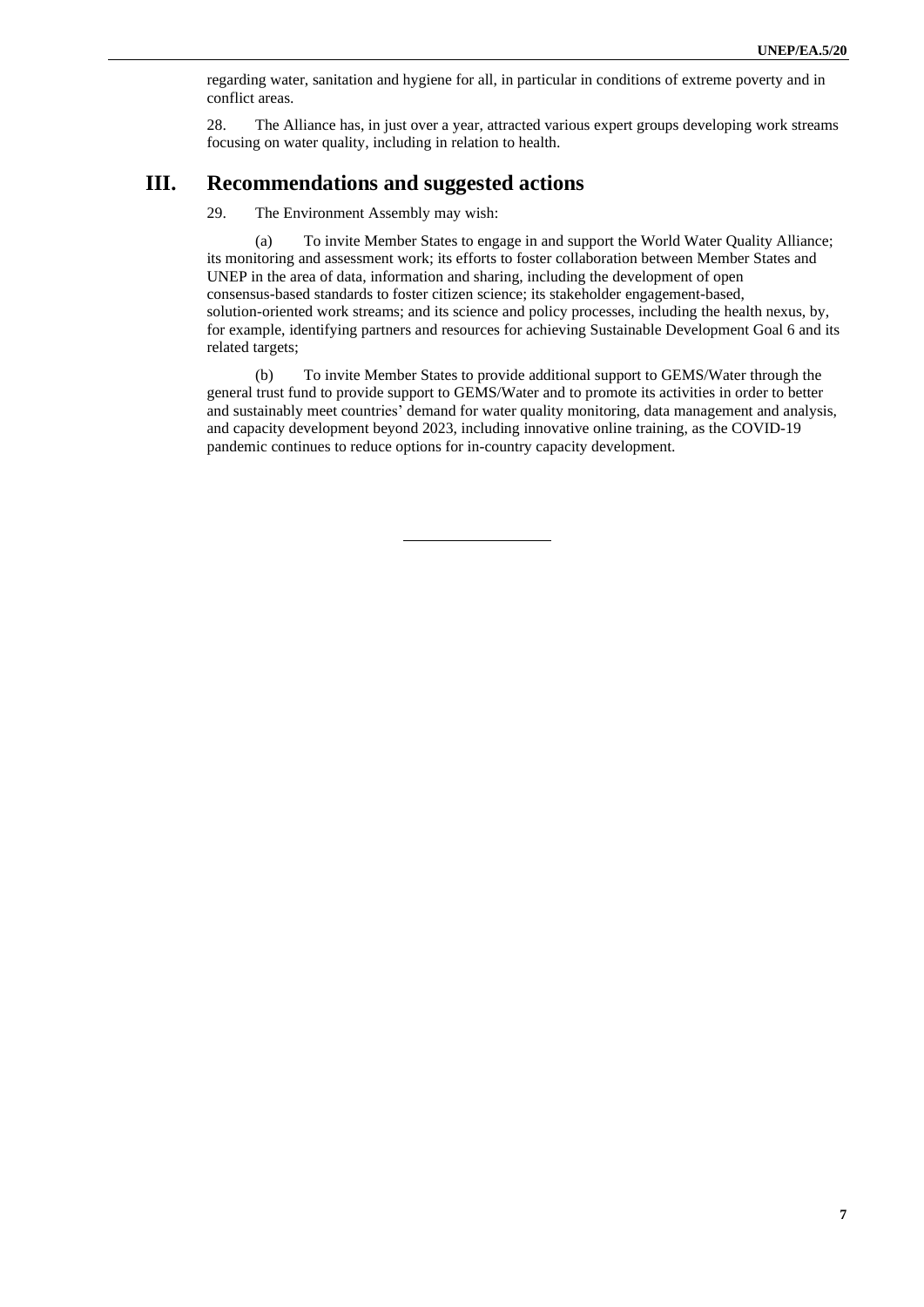regarding water, sanitation and hygiene for all, in particular in conditions of extreme poverty and in conflict areas.

28. The Alliance has, in just over a year, attracted various expert groups developing work streams focusing on water quality, including in relation to health.

# III. Recommendations and suggested actions

29. The Environment Assembly may wish:

(a) To invite Member States to engage in and support the World Water Quality Alliance; its monitoring and assessment work; its efforts to foster collaboration between Member States and UNEP in the area of data, information and sharing, including the development of open consensus-based standards to foster citizen science; its stakeholder engagement-based, solution-oriented work streams; and its science and policy processes, including the health nexus, by, for example, identifying partners and resources for achieving Sustainable Development Goal 6 and its related targets;

(b) To invite Member States to provide additional support to GEMS/Water through the general trust fund to provide support to GEMS/Water and to promote its activities in order to better and sustainably meet countries' demand for water quality monitoring, data management and analysis, and capacity development beyond 2023, including innovative online training, as the COVID-19 pandemic continues to reduce options for in-country capacity development.